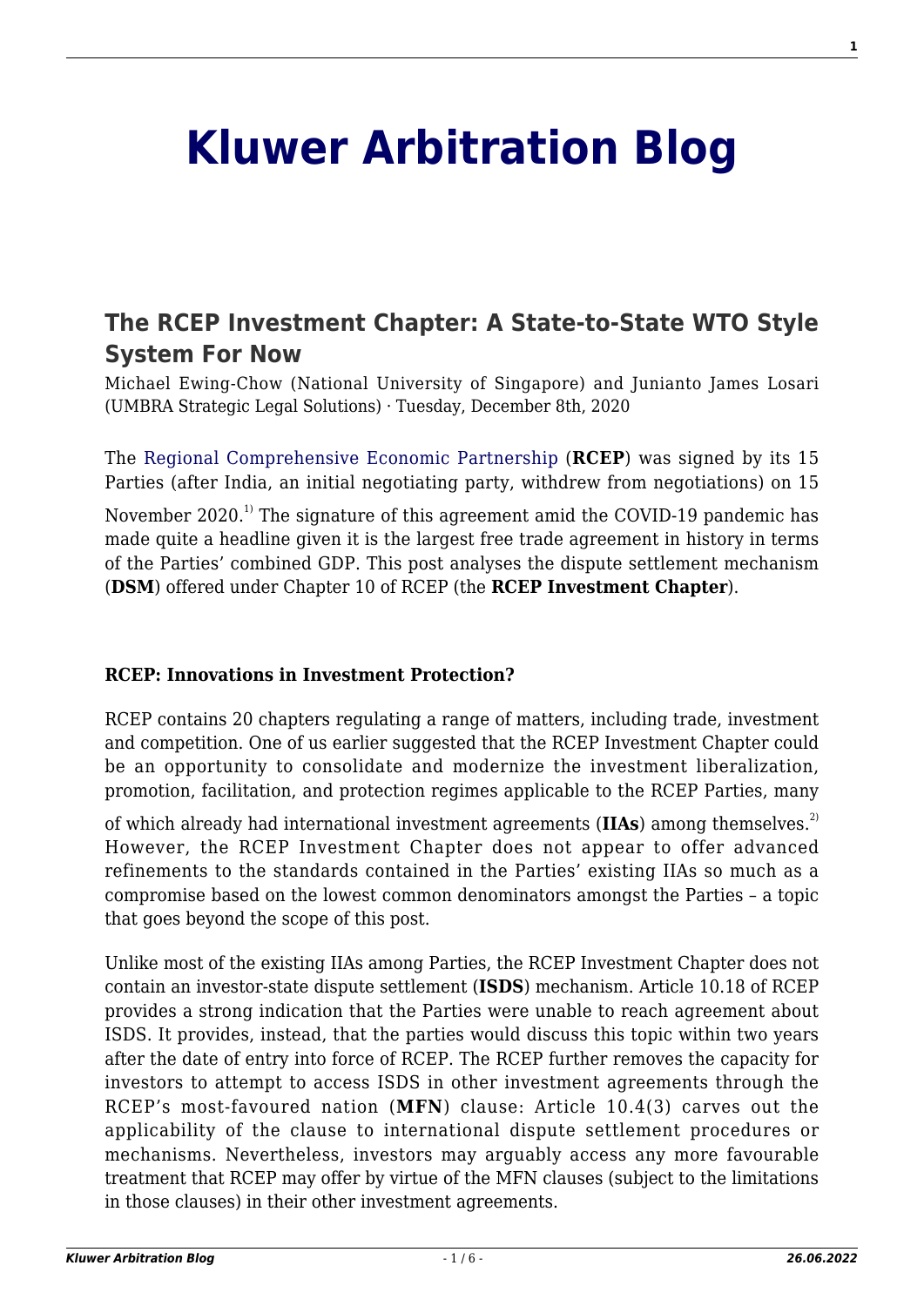# Kluwer Arbitration Blog

## The RCEP Investment Chapter: A State-to-State WTO Style System For Now

Michael Ewing-Chow (National University of Singapore) and Junianto James Losari (UMBRA Strategic Legal Solutions) · Tuesday, December 8th, 2020

The Regional Comprehensive Economic Partnership (**RCEP**) was signed by its 15 Parties (after India, an initial negotiating party, withdrew from negotiations) on 15 November 2020.[1] The signature of this agreement amid the COVID-19 pandemic has made quite a headline given it is the largest free trade agreement in history in terms of the Parties' combined GDP. This post analyses the dispute settlement mechanism (**DSM**) offered under Chapter 10 of RCEP (the **RCEP Investment Chapter**).

**RCEP: Innovations in Investment Protection?**

RCEP contains 20 chapters regulating a range of matters, including trade, investment and competition. One of us earlier suggested that the RCEP Investment Chapter could be an opportunity to consolidate and modernize the investment liberalization, promotion, facilitation, and protection regimes applicable to the RCEP Parties, many of which already had international investment agreements (**IIAs**) among themselves.[2] However, the RCEP Investment Chapter does not appear to offer advanced refinements to the standards contained in the Parties' existing IIAs so much as a compromise based on the lowest common denominators amongst the Parties – a topic that goes beyond the scope of this post.

Unlike most of the existing IIAs among Parties, the RCEP Investment Chapter does not contain an investor-state dispute settlement (**ISDS**) mechanism. Article 10.18 of RCEP provides a strong indication that the Parties were unable to reach agreement about ISDS. It provides, instead, that the parties would discuss this topic within two years after the date of entry into force of RCEP. The RCEP further removes the capacity for investors to attempt to access ISDS in other investment agreements through the RCEP's most-favoured nation (**MFN**) clause: Article 10.4(3) carves out the applicability of the clause to international dispute settlement procedures or mechanisms. Nevertheless, investors may arguably access any more favourable treatment that RCEP may offer by virtue of the MFN clauses (subject to the limitations in those clauses) in their other investment agreements.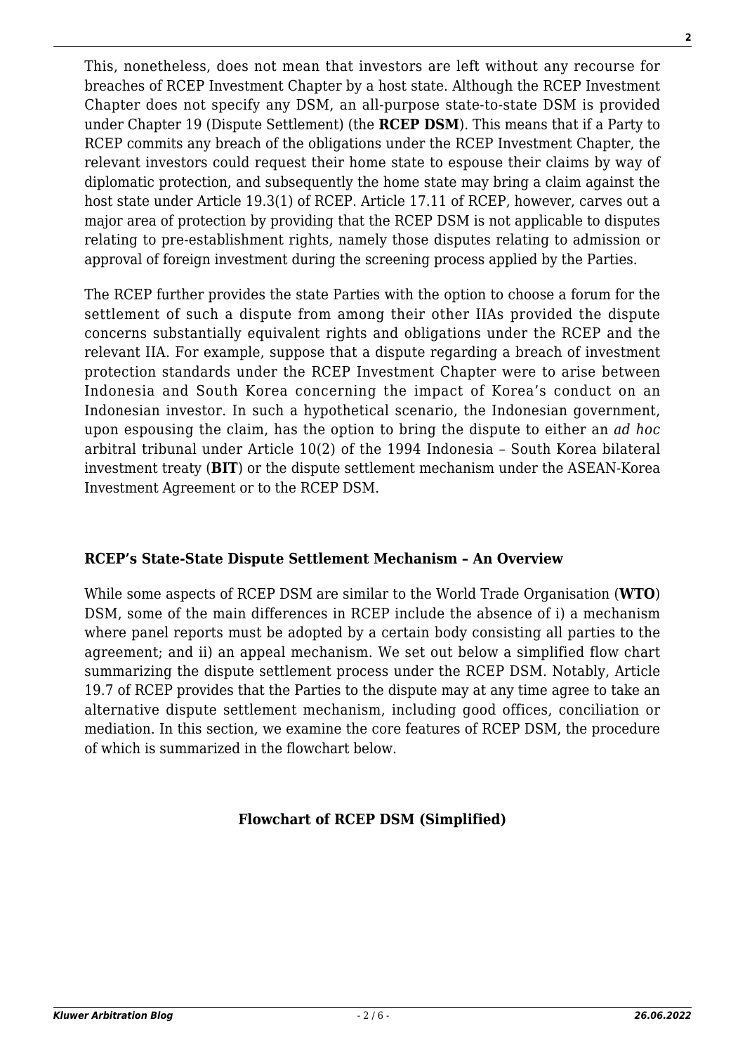This, nonetheless, does not mean that investors are left without any recourse for breaches of RCEP Investment Chapter by a host state. Although the RCEP Investment Chapter does not specify any DSM, an all-purpose state-to-state DSM is provided under Chapter 19 (Dispute Settlement) (the **RCEP DSM**). This means that if a Party to RCEP commits any breach of the obligations under the RCEP Investment Chapter, the relevant investors could request their home state to espouse their claims by way of diplomatic protection, and subsequently the home state may bring a claim against the host state under Article 19.3(1) of RCEP. Article 17.11 of RCEP, however, carves out a major area of protection by providing that the RCEP DSM is not applicable to disputes relating to pre-establishment rights, namely those disputes relating to admission or approval of foreign investment during the screening process applied by the Parties.

The RCEP further provides the state Parties with the option to choose a forum for the settlement of such a dispute from among their other IIAs provided the dispute concerns substantially equivalent rights and obligations under the RCEP and the relevant IIA. For example, suppose that a dispute regarding a breach of investment protection standards under the RCEP Investment Chapter were to arise between Indonesia and South Korea concerning the impact of Korea's conduct on an Indonesian investor. In such a hypothetical scenario, the Indonesian government, upon espousing the claim, has the option to bring the dispute to either an *ad hoc* arbitral tribunal under Article 10(2) of the 1994 Indonesia – South Korea bilateral investment treaty (**BIT**) or the dispute settlement mechanism under the ASEAN-Korea Investment Agreement or to the RCEP DSM.

### RCEP's State-State Dispute Settlement Mechanism – An Overview

While some aspects of RCEP DSM are similar to the World Trade Organisation (**WTO**) DSM, some of the main differences in RCEP include the absence of i) a mechanism where panel reports must be adopted by a certain body consisting all parties to the agreement; and ii) an appeal mechanism. We set out below a simplified flow chart summarizing the dispute settlement process under the RCEP DSM. Notably, Article 19.7 of RCEP provides that the Parties to the dispute may at any time agree to take an alternative dispute settlement mechanism, including good offices, conciliation or mediation. In this section, we examine the core features of RCEP DSM, the procedure of which is summarized in the flowchart below.

**Flowchart of RCEP DSM (Simplified)**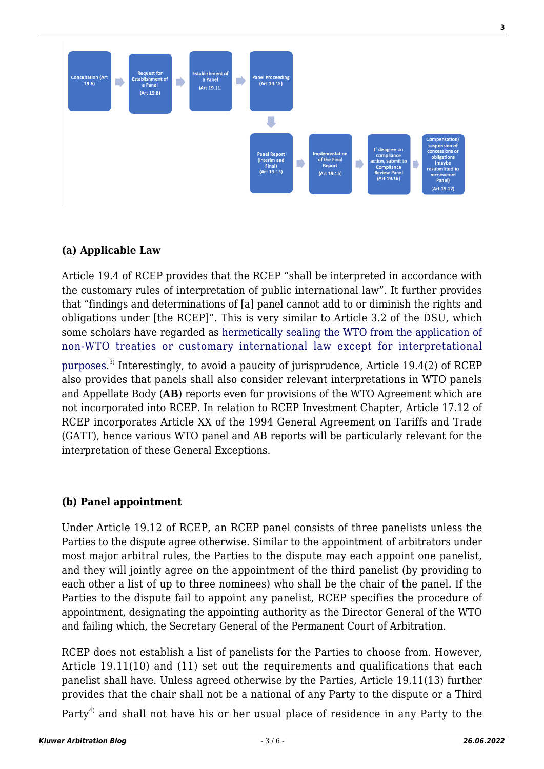Consultation (Art 19.6) → Request for Establishment of a Panel (Art 19.8) → Establishment of a Panel (Art 19.11) → Panel Proceeding (Art 19.13) → Panel Report (Interim and Final) (Art 19.13) → Implementation of the Final Report (Art 19.15) → If disagree on compliance action, submit to Compliance Review Panel (Art 19.16) → Compensation/ suspension of concessions or obligations (maybe resubmitted to reconvened Panel) (Art 19.17)

**(a) Applicable Law**

Article 19.4 of RCEP provides that the RCEP "shall be interpreted in accordance with the customary rules of interpretation of public international law". It further provides that "findings and determinations of [a] panel cannot add to or diminish the rights and obligations under [the RCEP]". This is very similar to Article 3.2 of the DSU, which some scholars have regarded as hermetically sealing the WTO from the application of non-WTO treaties or customary international law except for interpretational purposes.[3] Interestingly, to avoid a paucity of jurisprudence, Article 19.4(2) of RCEP also provides that panels shall also consider relevant interpretations in WTO panels and Appellate Body (**AB**) reports even for provisions of the WTO Agreement which are not incorporated into RCEP. In relation to RCEP Investment Chapter, Article 17.12 of RCEP incorporates Article XX of the 1994 General Agreement on Tariffs and Trade (GATT), hence various WTO panel and AB reports will be particularly relevant for the interpretation of these General Exceptions.

**(b) Panel appointment**

Under Article 19.12 of RCEP, an RCEP panel consists of three panelists unless the Parties to the dispute agree otherwise. Similar to the appointment of arbitrators under most major arbitral rules, the Parties to the dispute may each appoint one panelist, and they will jointly agree on the appointment of the third panelist (by providing to each other a list of up to three nominees) who shall be the chair of the panel. If the Parties to the dispute fail to appoint any panelist, RCEP specifies the procedure of appointment, designating the appointing authority as the Director General of the WTO and failing which, the Secretary General of the Permanent Court of Arbitration.

RCEP does not establish a list of panelists for the Parties to choose from. However, Article 19.11(10) and (11) set out the requirements and qualifications that each panelist shall have. Unless agreed otherwise by the Parties, Article 19.11(13) further provides that the chair shall not be a national of any Party to the dispute or a Third Party[4] and shall not have his or her usual place of residence in any Party to the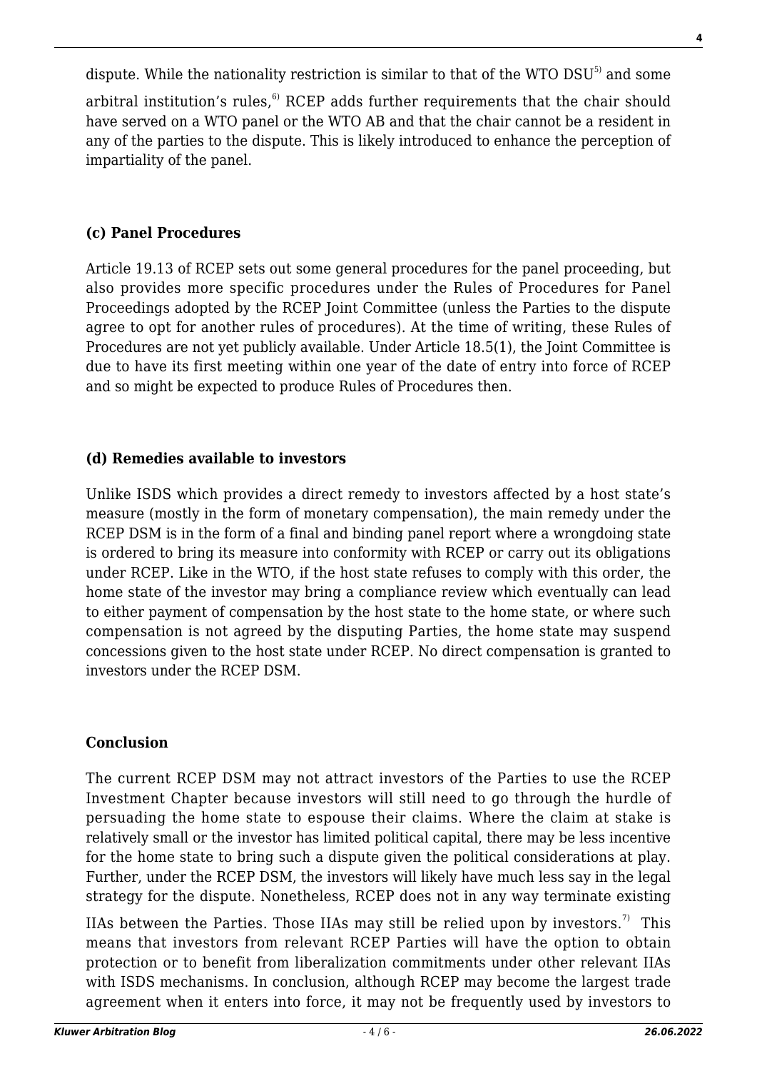dispute. While the nationality restriction is similar to that of the WTO DSU[5] and some arbitral institution's rules,[6] RCEP adds further requirements that the chair should have served on a WTO panel or the WTO AB and that the chair cannot be a resident in any of the parties to the dispute. This is likely introduced to enhance the perception of impartiality of the panel.

### (c) Panel Procedures

Article 19.13 of RCEP sets out some general procedures for the panel proceeding, but also provides more specific procedures under the Rules of Procedures for Panel Proceedings adopted by the RCEP Joint Committee (unless the Parties to the dispute agree to opt for another rules of procedures). At the time of writing, these Rules of Procedures are not yet publicly available. Under Article 18.5(1), the Joint Committee is due to have its first meeting within one year of the date of entry into force of RCEP and so might be expected to produce Rules of Procedures then.

### (d) Remedies available to investors

Unlike ISDS which provides a direct remedy to investors affected by a host state's measure (mostly in the form of monetary compensation), the main remedy under the RCEP DSM is in the form of a final and binding panel report where a wrongdoing state is ordered to bring its measure into conformity with RCEP or carry out its obligations under RCEP. Like in the WTO, if the host state refuses to comply with this order, the home state of the investor may bring a compliance review which eventually can lead to either payment of compensation by the host state to the home state, or where such compensation is not agreed by the disputing Parties, the home state may suspend concessions given to the host state under RCEP. No direct compensation is granted to investors under the RCEP DSM.

## Conclusion

The current RCEP DSM may not attract investors of the Parties to use the RCEP Investment Chapter because investors will still need to go through the hurdle of persuading the home state to espouse their claims. Where the claim at stake is relatively small or the investor has limited political capital, there may be less incentive for the home state to bring such a dispute given the political considerations at play. Further, under the RCEP DSM, the investors will likely have much less say in the legal strategy for the dispute. Nonetheless, RCEP does not in any way terminate existing IIAs between the Parties. Those IIAs may still be relied upon by investors.[7] This means that investors from relevant RCEP Parties will have the option to obtain protection or to benefit from liberalization commitments under other relevant IIAs with ISDS mechanisms. In conclusion, although RCEP may become the largest trade agreement when it enters into force, it may not be frequently used by investors to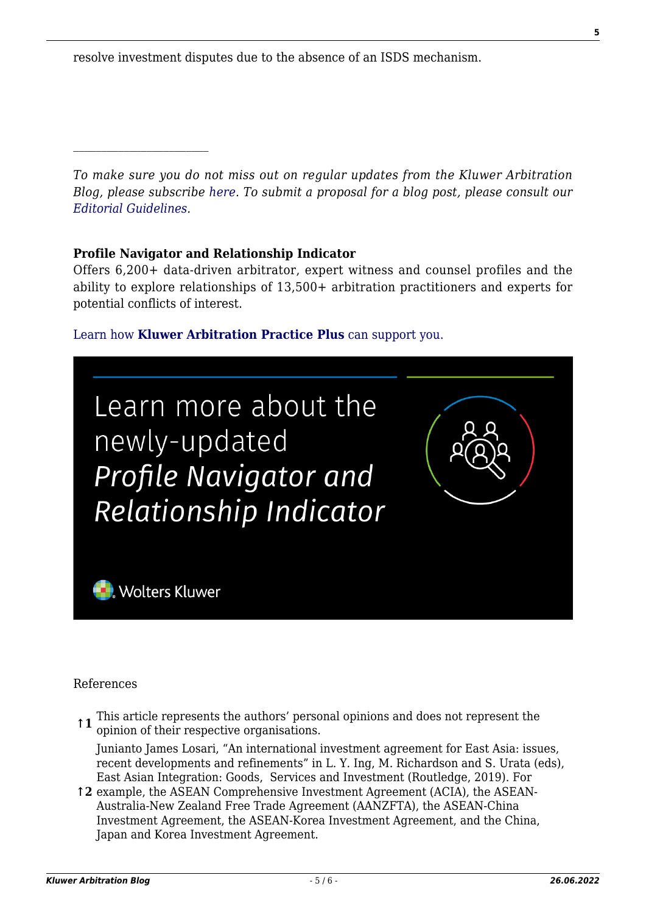resolve investment disputes due to the absence of an ISDS mechanism.

---

*To make sure you do not miss out on regular updates from the Kluwer Arbitration Blog, please subscribe here. To submit a proposal for a blog post, please consult our Editorial Guidelines.*

**Profile Navigator and Relationship Indicator**
Offers 6,200+ data-driven arbitrator, expert witness and counsel profiles and the ability to explore relationships of 13,500+ arbitration practitioners and experts for potential conflicts of interest.

Learn how **Kluwer Arbitration Practice Plus** can support you.

Learn more about the newly-updated *Profile Navigator and Relationship Indicator*

Wolters Kluwer

References

↑1 This article represents the authors' personal opinions and does not represent the opinion of their respective organisations.

↑2 Junianto James Losari, "An international investment agreement for East Asia: issues, recent developments and refinements" in L. Y. Ing, M. Richardson and S. Urata (eds), East Asian Integration: Goods, Services and Investment (Routledge, 2019). For example, the ASEAN Comprehensive Investment Agreement (ACIA), the ASEAN-Australia-New Zealand Free Trade Agreement (AANZFTA), the ASEAN-China Investment Agreement, the ASEAN-Korea Investment Agreement, and the China, Japan and Korea Investment Agreement.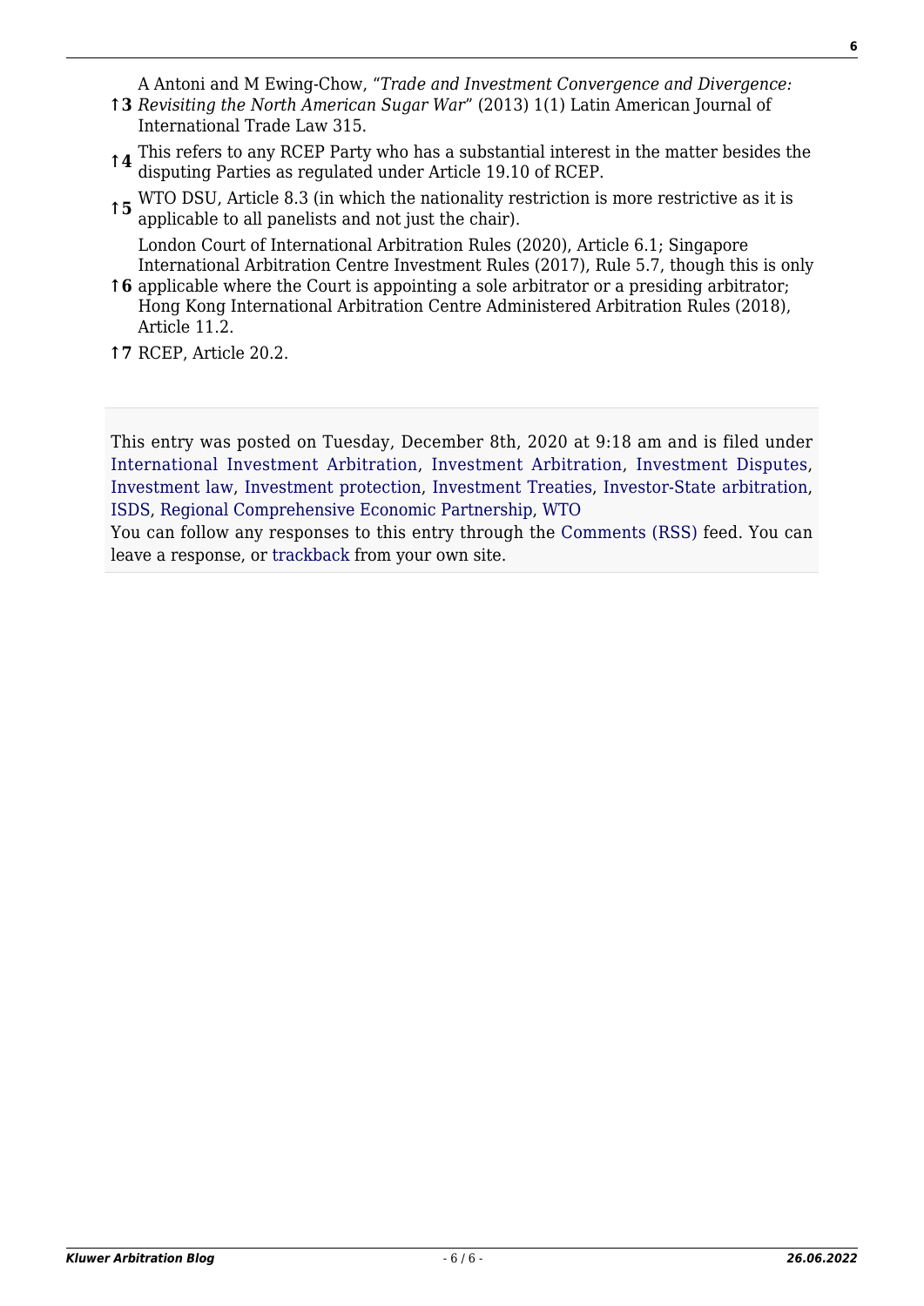↑**3** A Antoni and M Ewing-Chow, "*Trade and Investment Convergence and Divergence: Revisiting the North American Sugar War*" (2013) 1(1) Latin American Journal of International Trade Law 315.

↑**4** This refers to any RCEP Party who has a substantial interest in the matter besides the disputing Parties as regulated under Article 19.10 of RCEP.

↑**5** WTO DSU, Article 8.3 (in which the nationality restriction is more restrictive as it is applicable to all panelists and not just the chair).

↑**6** London Court of International Arbitration Rules (2020), Article 6.1; Singapore International Arbitration Centre Investment Rules (2017), Rule 5.7, though this is only applicable where the Court is appointing a sole arbitrator or a presiding arbitrator; Hong Kong International Arbitration Centre Administered Arbitration Rules (2018), Article 11.2.

↑**7** RCEP, Article 20.2.

---

This entry was posted on Tuesday, December 8th, 2020 at 9:18 am and is filed under International Investment Arbitration, Investment Arbitration, Investment Disputes, Investment law, Investment protection, Investment Treaties, Investor-State arbitration, ISDS, Regional Comprehensive Economic Partnership, WTO

You can follow any responses to this entry through the Comments (RSS) feed. You can leave a response, or trackback from your own site.